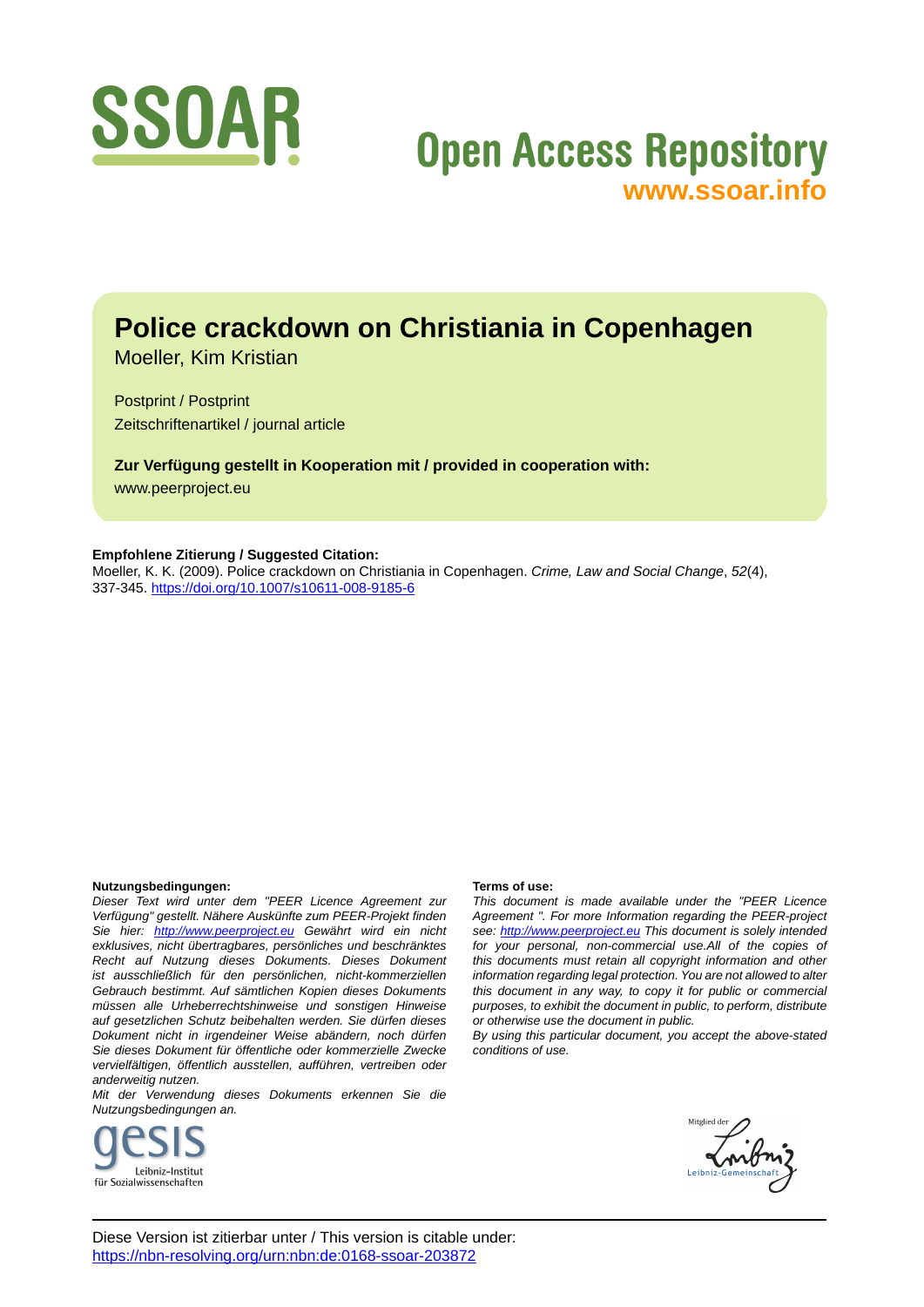SSOAR

Open Access Repository
www.ssoar.info

# Police crackdown on Christiania in Copenhagen

Moeller, Kim Kristian

Postprint / Postprint
Zeitschriftenartikel / journal article

**Zur Verfügung gestellt in Kooperation mit / provided in cooperation with:**
www.peerproject.eu

**Empfohlene Zitierung / Suggested Citation:**
Moeller, K. K. (2009). Police crackdown on Christiania in Copenhagen. *Crime, Law and Social Change*, *52*(4), 337-345. https://doi.org/10.1007/s10611-008-9185-6

**Nutzungsbedingungen:**
*Dieser Text wird unter dem "PEER Licence Agreement zur Verfügung" gestellt. Nähere Auskünfte zum PEER-Projekt finden Sie hier: http://www.peerproject.eu Gewährt wird ein nicht exklusives, nicht übertragbares, persönliches und beschränktes Recht auf Nutzung dieses Dokuments. Dieses Dokument ist ausschließlich für den persönlichen, nicht-kommerziellen Gebrauch bestimmt. Auf sämtlichen Kopien dieses Dokuments müssen alle Urheberrechtshinweise und sonstigen Hinweise auf gesetzlichen Schutz beibehalten werden. Sie dürfen dieses Dokument nicht in irgendeiner Weise abändern, noch dürfen Sie dieses Dokument für öffentliche oder kommerzielle Zwecke vervielfältigen, öffentlich ausstellen, aufführen, vertreiben oder anderweitig nutzen.*
*Mit der Verwendung dieses Dokuments erkennen Sie die Nutzungsbedingungen an.*

**Terms of use:**
*This document is made available under the "PEER Licence Agreement ". For more Information regarding the PEER-project see: http://www.peerproject.eu This document is solely intended for your personal, non-commercial use.All of the copies of this documents must retain all copyright information and other information regarding legal protection. You are not allowed to alter this document in any way, to copy it for public or commercial purposes, to exhibit the document in public, to perform, distribute or otherwise use the document in public.*
*By using this particular document, you accept the above-stated conditions of use.*

gesis Leibniz-Institut für Sozialwissenschaften

Mitglied der Leibniz-Gemeinschaft

Diese Version ist zitierbar unter / This version is citable under:
https://nbn-resolving.org/urn:nbn:de:0168-ssoar-203872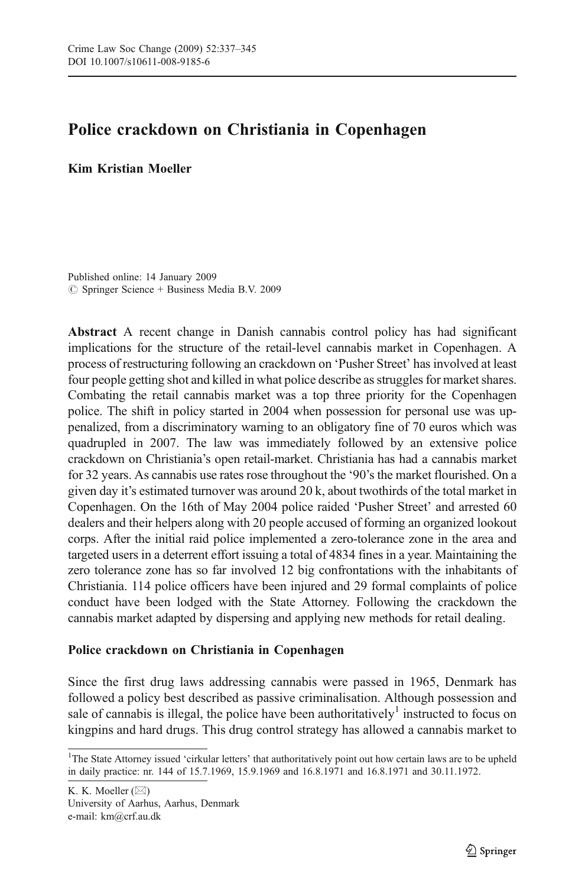# Police crackdown on Christiania in Copenhagen

**Kim Kristian Moeller**

Published online: 14 January 2009
© Springer Science + Business Media B.V. 2009

**Abstract** A recent change in Danish cannabis control policy has had significant implications for the structure of the retail-level cannabis market in Copenhagen. A process of restructuring following an crackdown on 'Pusher Street' has involved at least four people getting shot and killed in what police describe as struggles for market shares. Combating the retail cannabis market was a top three priority for the Copenhagen police. The shift in policy started in 2004 when possession for personal use was up-penalized, from a discriminatory warning to an obligatory fine of 70 euros which was quadrupled in 2007. The law was immediately followed by an extensive police crackdown on Christiania's open retail-market. Christiania has had a cannabis market for 32 years. As cannabis use rates rose throughout the '90's the market flourished. On a given day it's estimated turnover was around 20 k, about twothirds of the total market in Copenhagen. On the 16th of May 2004 police raided 'Pusher Street' and arrested 60 dealers and their helpers along with 20 people accused of forming an organized lookout corps. After the initial raid police implemented a zero-tolerance zone in the area and targeted users in a deterrent effort issuing a total of 4834 fines in a year. Maintaining the zero tolerance zone has so far involved 12 big confrontations with the inhabitants of Christiania. 114 police officers have been injured and 29 formal complaints of police conduct have been lodged with the State Attorney. Following the crackdown the cannabis market adapted by dispersing and applying new methods for retail dealing.

## Police crackdown on Christiania in Copenhagen

Since the first drug laws addressing cannabis were passed in 1965, Denmark has followed a policy best described as passive criminalisation. Although possession and sale of cannabis is illegal, the police have been authoritatively[1] instructed to focus on kingpins and hard drugs. This drug control strategy has allowed a cannabis market to

[1]The State Attorney issued 'cirkular letters' that authoritatively point out how certain laws are to be upheld in daily practice: nr. 144 of 15.7.1969, 15.9.1969 and 16.8.1971 and 16.8.1971 and 30.11.1972.

K. K. Moeller (✉)
University of Aarhus, Aarhus, Denmark
e-mail: km@crf.au.dk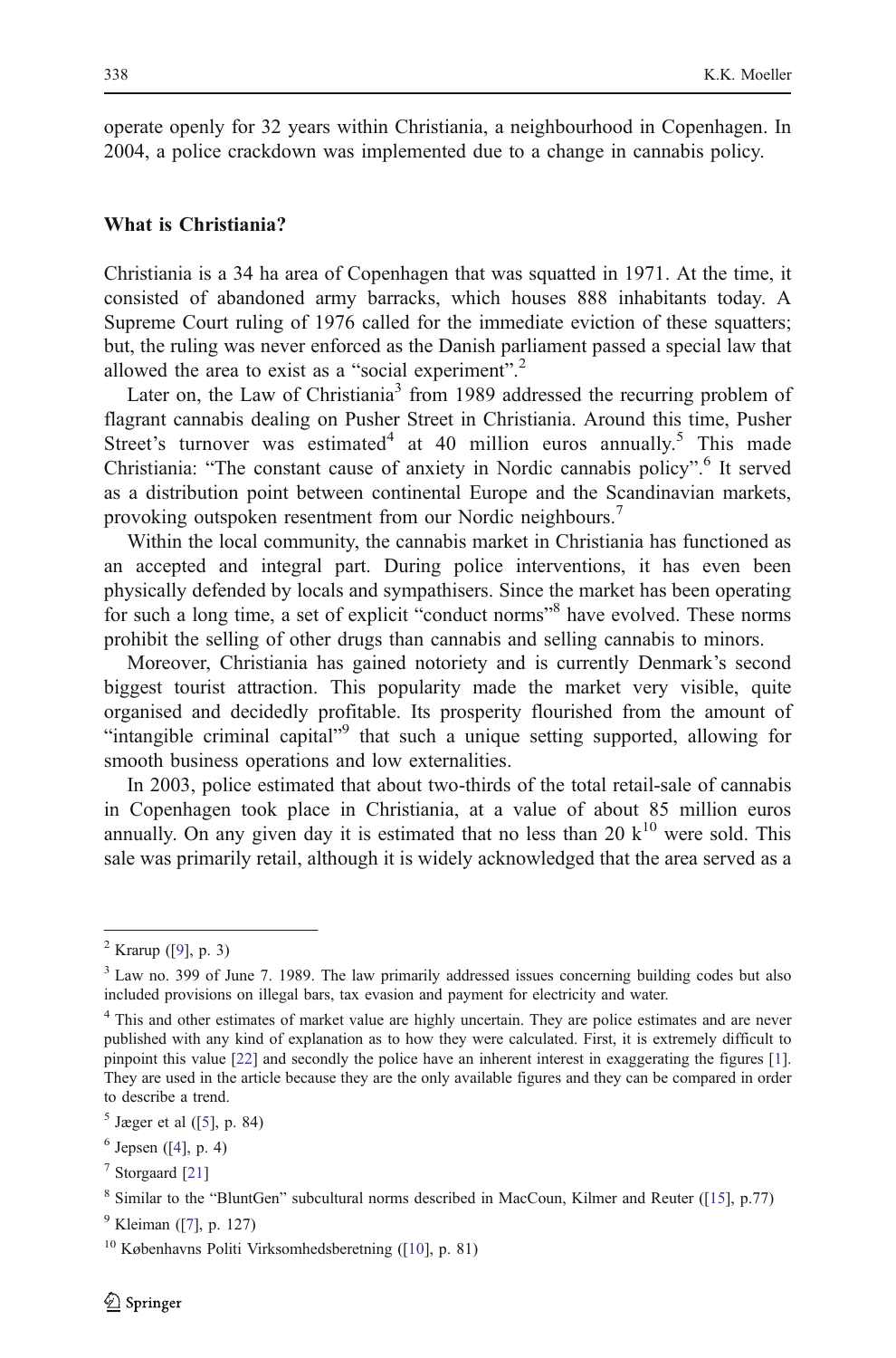operate openly for 32 years within Christiania, a neighbourhood in Copenhagen. In 2004, a police crackdown was implemented due to a change in cannabis policy.

## What is Christiania?

Christiania is a 34 ha area of Copenhagen that was squatted in 1971. At the time, it consisted of abandoned army barracks, which houses 888 inhabitants today. A Supreme Court ruling of 1976 called for the immediate eviction of these squatters; but, the ruling was never enforced as the Danish parliament passed a special law that allowed the area to exist as a "social experiment".[2]

Later on, the Law of Christiania[3] from 1989 addressed the recurring problem of flagrant cannabis dealing on Pusher Street in Christiania. Around this time, Pusher Street's turnover was estimated[4] at 40 million euros annually.[5] This made Christiania: "The constant cause of anxiety in Nordic cannabis policy".[6] It served as a distribution point between continental Europe and the Scandinavian markets, provoking outspoken resentment from our Nordic neighbours.[7]

Within the local community, the cannabis market in Christiania has functioned as an accepted and integral part. During police interventions, it has even been physically defended by locals and sympathisers. Since the market has been operating for such a long time, a set of explicit "conduct norms"[8] have evolved. These norms prohibit the selling of other drugs than cannabis and selling cannabis to minors.

Moreover, Christiania has gained notoriety and is currently Denmark's second biggest tourist attraction. This popularity made the market very visible, quite organised and decidedly profitable. Its prosperity flourished from the amount of "intangible criminal capital"[9] that such a unique setting supported, allowing for smooth business operations and low externalities.

In 2003, police estimated that about two-thirds of the total retail-sale of cannabis in Copenhagen took place in Christiania, at a value of about 85 million euros annually. On any given day it is estimated that no less than 20 k[10] were sold. This sale was primarily retail, although it is widely acknowledged that the area served as a

---

[2] Krarup ([9], p. 3)

[3] Law no. 399 of June 7. 1989. The law primarily addressed issues concerning building codes but also included provisions on illegal bars, tax evasion and payment for electricity and water.

[4] This and other estimates of market value are highly uncertain. They are police estimates and are never published with any kind of explanation as to how they were calculated. First, it is extremely difficult to pinpoint this value [22] and secondly the police have an inherent interest in exaggerating the figures [1]. They are used in the article because they are the only available figures and they can be compared in order to describe a trend.

[5] Jæger et al ([5], p. 84)

[6] Jepsen ([4], p. 4)

[7] Storgaard [21]

[8] Similar to the "BluntGen" subcultural norms described in MacCoun, Kilmer and Reuter ([15], p.77)

[9] Kleiman ([7], p. 127)

[10] Københavns Politi Virksomhedsberetning ([10], p. 81)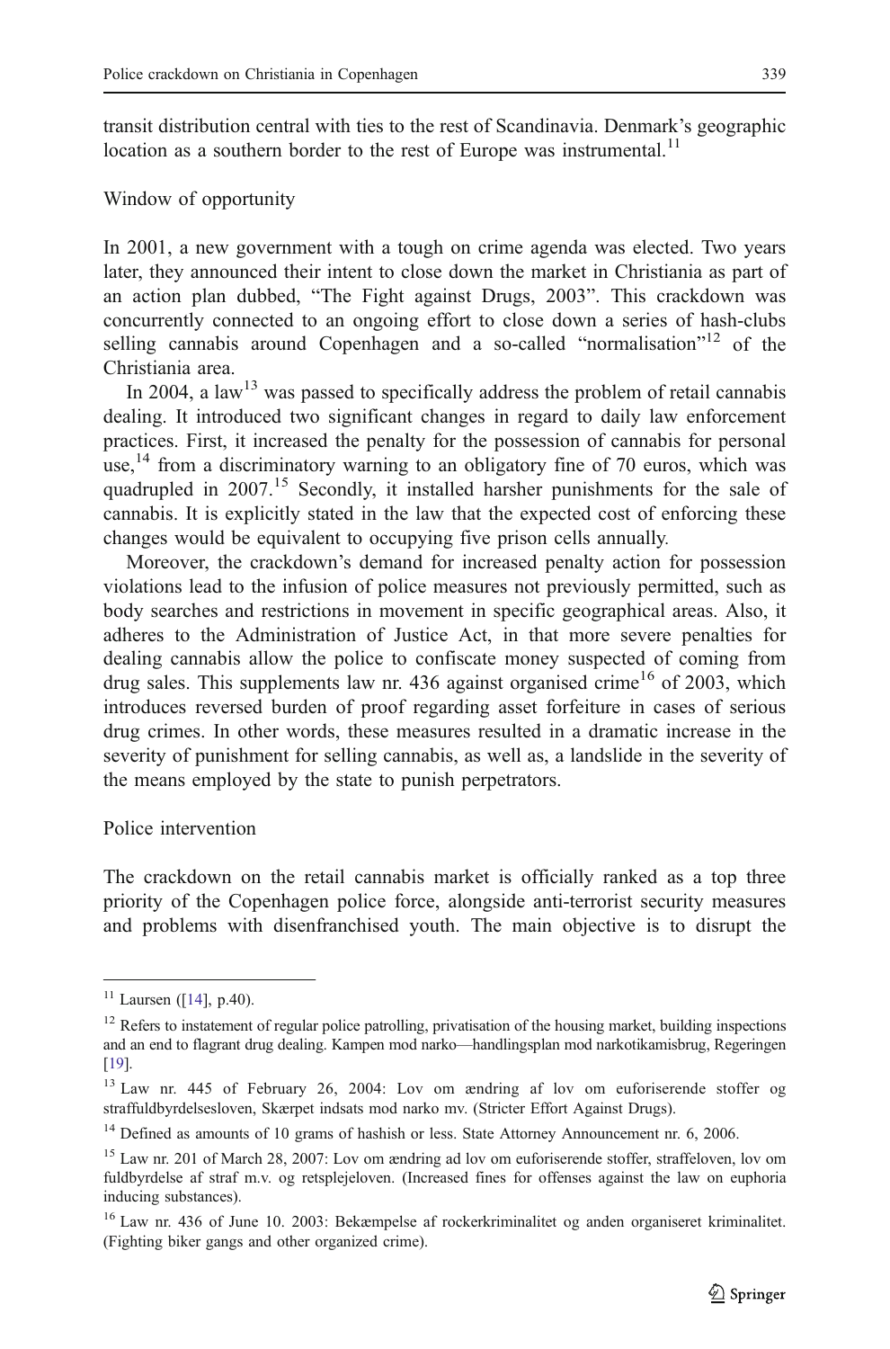transit distribution central with ties to the rest of Scandinavia. Denmark's geographic location as a southern border to the rest of Europe was instrumental.[11]

## Window of opportunity

In 2001, a new government with a tough on crime agenda was elected. Two years later, they announced their intent to close down the market in Christiania as part of an action plan dubbed, "The Fight against Drugs, 2003". This crackdown was concurrently connected to an ongoing effort to close down a series of hash-clubs selling cannabis around Copenhagen and a so-called "normalisation"[12] of the Christiania area.

In 2004, a law[13] was passed to specifically address the problem of retail cannabis dealing. It introduced two significant changes in regard to daily law enforcement practices. First, it increased the penalty for the possession of cannabis for personal use,[14] from a discriminatory warning to an obligatory fine of 70 euros, which was quadrupled in 2007.[15] Secondly, it installed harsher punishments for the sale of cannabis. It is explicitly stated in the law that the expected cost of enforcing these changes would be equivalent to occupying five prison cells annually.

Moreover, the crackdown's demand for increased penalty action for possession violations lead to the infusion of police measures not previously permitted, such as body searches and restrictions in movement in specific geographical areas. Also, it adheres to the Administration of Justice Act, in that more severe penalties for dealing cannabis allow the police to confiscate money suspected of coming from drug sales. This supplements law nr. 436 against organised crime[16] of 2003, which introduces reversed burden of proof regarding asset forfeiture in cases of serious drug crimes. In other words, these measures resulted in a dramatic increase in the severity of punishment for selling cannabis, as well as, a landslide in the severity of the means employed by the state to punish perpetrators.

## Police intervention

The crackdown on the retail cannabis market is officially ranked as a top three priority of the Copenhagen police force, alongside anti-terrorist security measures and problems with disenfranchised youth. The main objective is to disrupt the

---

[11] Laursen ([14], p.40).

[12] Refers to instatement of regular police patrolling, privatisation of the housing market, building inspections and an end to flagrant drug dealing. Kampen mod narko—handlingsplan mod narkotikamisbrug, Regeringen [19].

[13] Law nr. 445 of February 26, 2004: Lov om ændring af lov om euforiserende stoffer og straffuldbyrdelsesloven, Skærpet indsats mod narko mv. (Stricter Effort Against Drugs).

[14] Defined as amounts of 10 grams of hashish or less. State Attorney Announcement nr. 6, 2006.

[15] Law nr. 201 of March 28, 2007: Lov om ændring ad lov om euforiserende stoffer, straffeloven, lov om fuldbyrdelse af straf m.v. og retsplejeloven. (Increased fines for offenses against the law on euphoria inducing substances).

[16] Law nr. 436 of June 10. 2003: Bekæmpelse af rockerkriminalitet og anden organiseret kriminalitet. (Fighting biker gangs and other organized crime).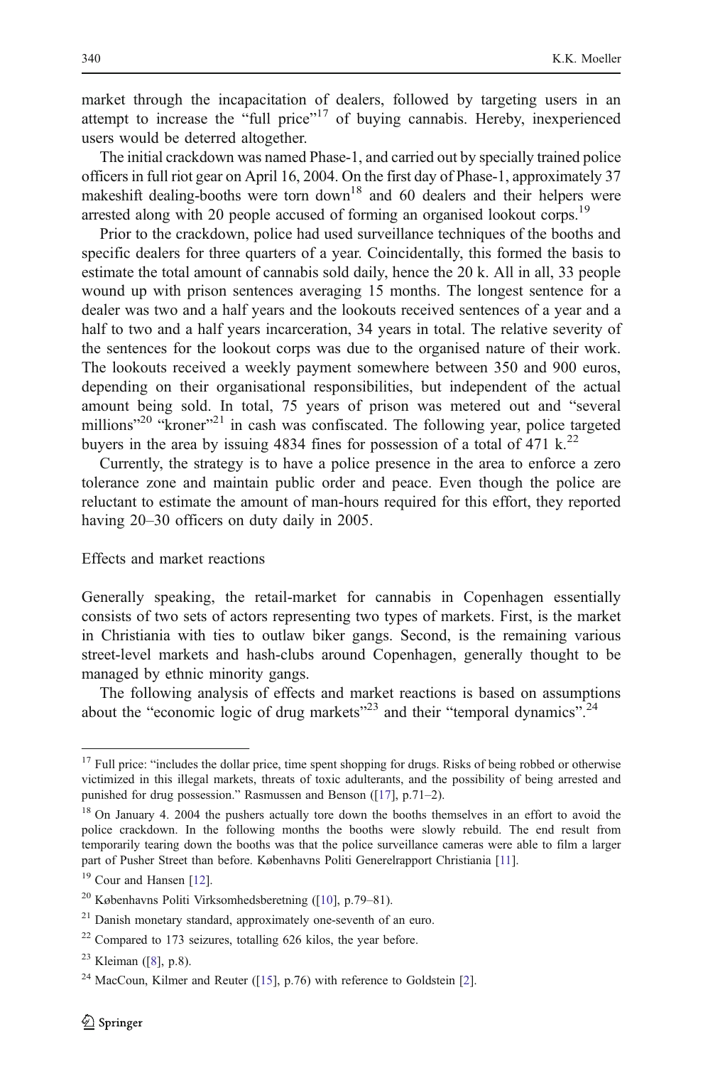market through the incapacitation of dealers, followed by targeting users in an attempt to increase the "full price"[17] of buying cannabis. Hereby, inexperienced users would be deterred altogether.

The initial crackdown was named Phase-1, and carried out by specially trained police officers in full riot gear on April 16, 2004. On the first day of Phase-1, approximately 37 makeshift dealing-booths were torn down[18] and 60 dealers and their helpers were arrested along with 20 people accused of forming an organised lookout corps.[19]

Prior to the crackdown, police had used surveillance techniques of the booths and specific dealers for three quarters of a year. Coincidentally, this formed the basis to estimate the total amount of cannabis sold daily, hence the 20 k. All in all, 33 people wound up with prison sentences averaging 15 months. The longest sentence for a dealer was two and a half years and the lookouts received sentences of a year and a half to two and a half years incarceration, 34 years in total. The relative severity of the sentences for the lookout corps was due to the organised nature of their work. The lookouts received a weekly payment somewhere between 350 and 900 euros, depending on their organisational responsibilities, but independent of the actual amount being sold. In total, 75 years of prison was metered out and "several millions"[20] "kroner"[21] in cash was confiscated. The following year, police targeted buyers in the area by issuing 4834 fines for possession of a total of 471 k.[22]

Currently, the strategy is to have a police presence in the area to enforce a zero tolerance zone and maintain public order and peace. Even though the police are reluctant to estimate the amount of man-hours required for this effort, they reported having 20–30 officers on duty daily in 2005.

## Effects and market reactions

Generally speaking, the retail-market for cannabis in Copenhagen essentially consists of two sets of actors representing two types of markets. First, is the market in Christiania with ties to outlaw biker gangs. Second, is the remaining various street-level markets and hash-clubs around Copenhagen, generally thought to be managed by ethnic minority gangs.

The following analysis of effects and market reactions is based on assumptions about the "economic logic of drug markets"[23] and their "temporal dynamics".[24]

---

[17] Full price: "includes the dollar price, time spent shopping for drugs. Risks of being robbed or otherwise victimized in this illegal markets, threats of toxic adulterants, and the possibility of being arrested and punished for drug possession." Rasmussen and Benson ([17], p.71–2).

[18] On January 4. 2004 the pushers actually tore down the booths themselves in an effort to avoid the police crackdown. In the following months the booths were slowly rebuild. The end result from temporarily tearing down the booths was that the police surveillance cameras were able to film a larger part of Pusher Street than before. Københavns Politi Generelrapport Christiania [11].

[19] Cour and Hansen [12].

[20] Københavns Politi Virksomhedsberetning ([10], p.79–81).

[21] Danish monetary standard, approximately one-seventh of an euro.

[22] Compared to 173 seizures, totalling 626 kilos, the year before.

[23] Kleiman ([8], p.8).

[24] MacCoun, Kilmer and Reuter ([15], p.76) with reference to Goldstein [2].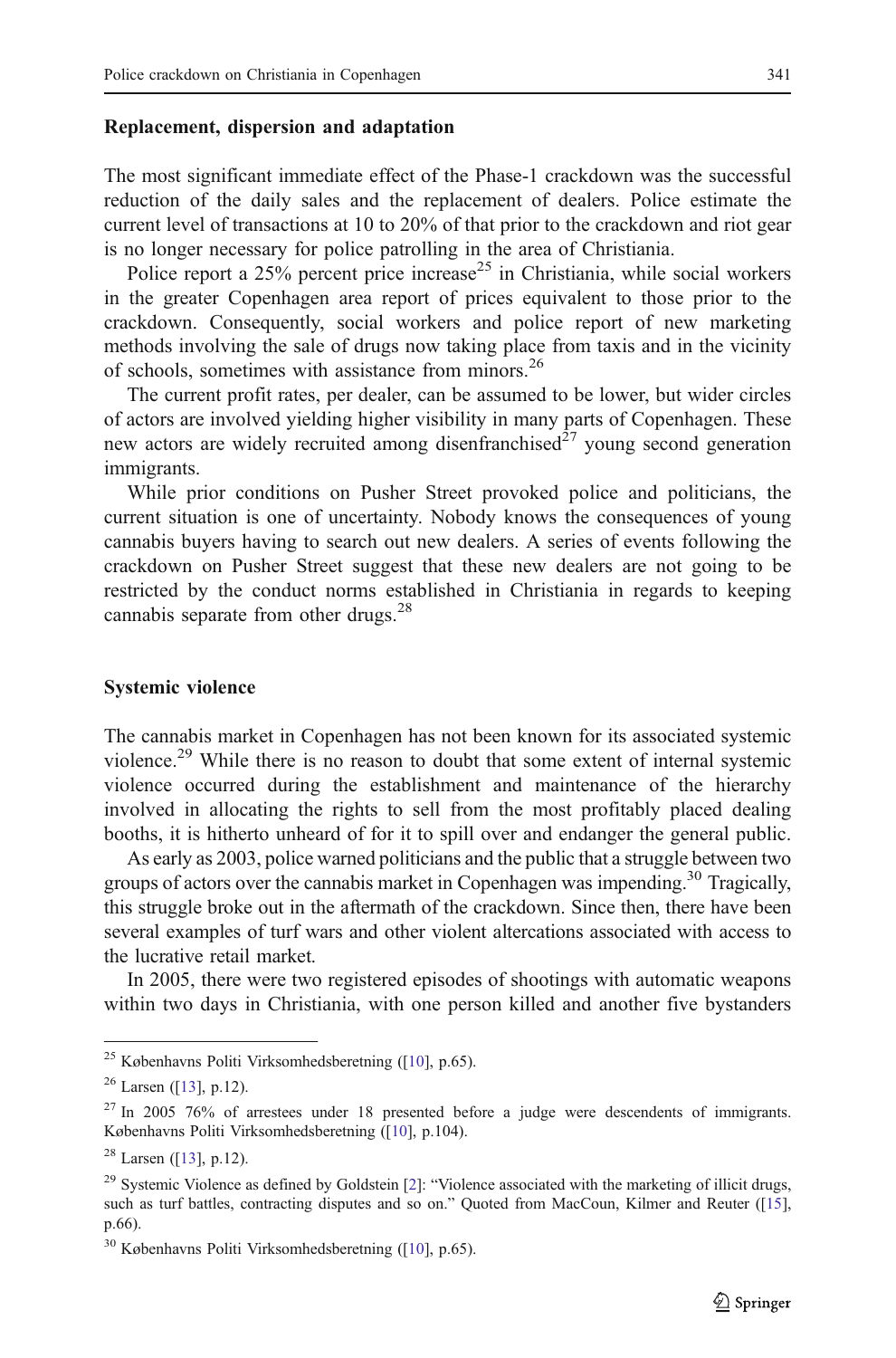## Replacement, dispersion and adaptation

The most significant immediate effect of the Phase-1 crackdown was the successful reduction of the daily sales and the replacement of dealers. Police estimate the current level of transactions at 10 to 20% of that prior to the crackdown and riot gear is no longer necessary for police patrolling in the area of Christiania.

Police report a 25% percent price increase[25] in Christiania, while social workers in the greater Copenhagen area report of prices equivalent to those prior to the crackdown. Consequently, social workers and police report of new marketing methods involving the sale of drugs now taking place from taxis and in the vicinity of schools, sometimes with assistance from minors.[26]

The current profit rates, per dealer, can be assumed to be lower, but wider circles of actors are involved yielding higher visibility in many parts of Copenhagen. These new actors are widely recruited among disenfranchised[27] young second generation immigrants.

While prior conditions on Pusher Street provoked police and politicians, the current situation is one of uncertainty. Nobody knows the consequences of young cannabis buyers having to search out new dealers. A series of events following the crackdown on Pusher Street suggest that these new dealers are not going to be restricted by the conduct norms established in Christiania in regards to keeping cannabis separate from other drugs.[28]

## Systemic violence

The cannabis market in Copenhagen has not been known for its associated systemic violence.[29] While there is no reason to doubt that some extent of internal systemic violence occurred during the establishment and maintenance of the hierarchy involved in allocating the rights to sell from the most profitably placed dealing booths, it is hitherto unheard of for it to spill over and endanger the general public.

As early as 2003, police warned politicians and the public that a struggle between two groups of actors over the cannabis market in Copenhagen was impending.[30] Tragically, this struggle broke out in the aftermath of the crackdown. Since then, there have been several examples of turf wars and other violent altercations associated with access to the lucrative retail market.

In 2005, there were two registered episodes of shootings with automatic weapons within two days in Christiania, with one person killed and another five bystanders

---

[25] Københavns Politi Virksomhedsberetning ([10], p.65).

[26] Larsen ([13], p.12).

[27] In 2005 76% of arrestees under 18 presented before a judge were descendents of immigrants. Københavns Politi Virksomhedsberetning ([10], p.104).

[28] Larsen ([13], p.12).

[29] Systemic Violence as defined by Goldstein [2]: "Violence associated with the marketing of illicit drugs, such as turf battles, contracting disputes and so on." Quoted from MacCoun, Kilmer and Reuter ([15], p.66).

[30] Københavns Politi Virksomhedsberetning ([10], p.65).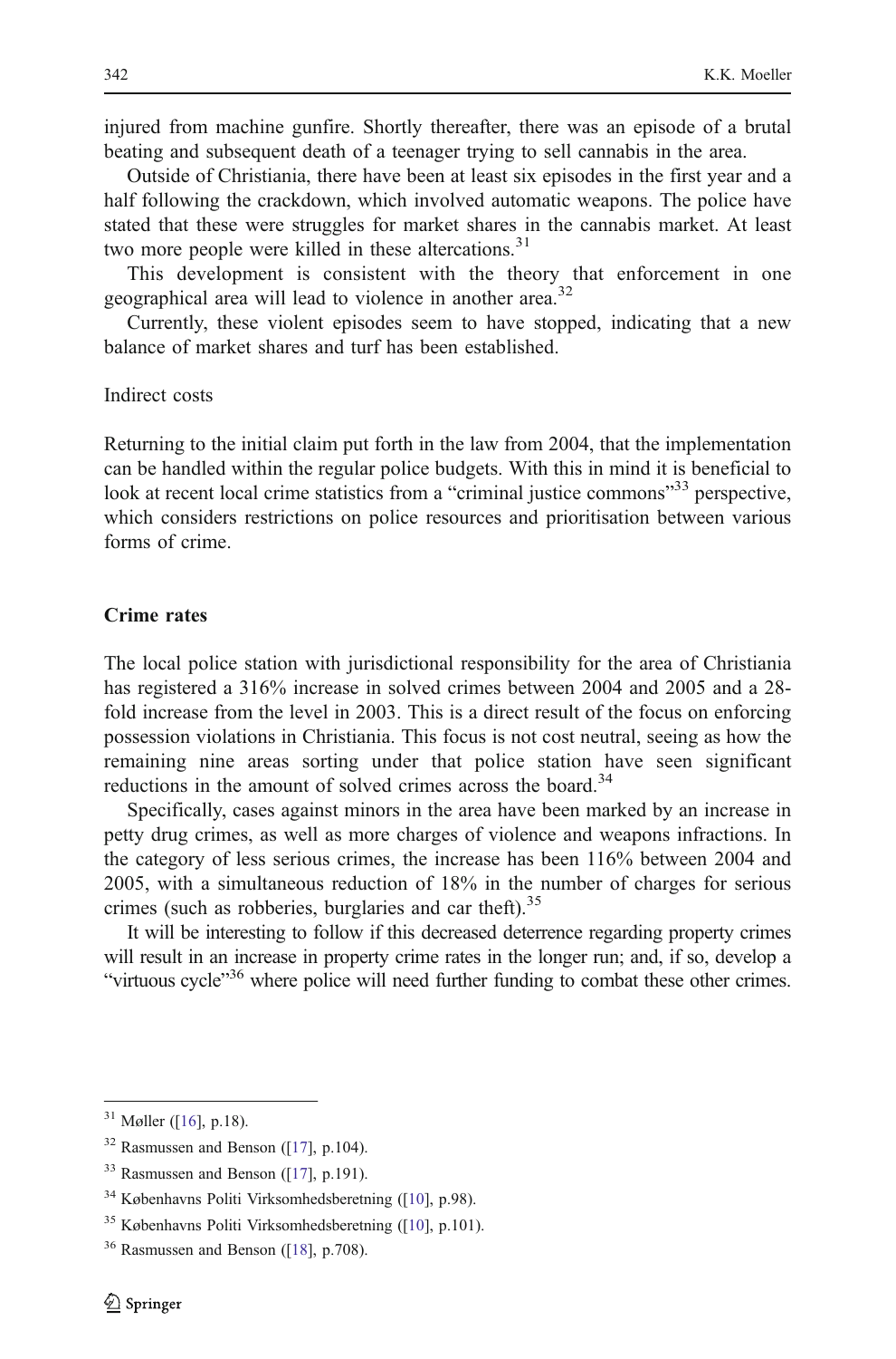injured from machine gunfire. Shortly thereafter, there was an episode of a brutal beating and subsequent death of a teenager trying to sell cannabis in the area.

Outside of Christiania, there have been at least six episodes in the first year and a half following the crackdown, which involved automatic weapons. The police have stated that these were struggles for market shares in the cannabis market. At least two more people were killed in these altercations.[31]

This development is consistent with the theory that enforcement in one geographical area will lead to violence in another area.[32]

Currently, these violent episodes seem to have stopped, indicating that a new balance of market shares and turf has been established.

Indirect costs

Returning to the initial claim put forth in the law from 2004, that the implementation can be handled within the regular police budgets. With this in mind it is beneficial to look at recent local crime statistics from a "criminal justice commons"[33] perspective, which considers restrictions on police resources and prioritisation between various forms of crime.

## Crime rates

The local police station with jurisdictional responsibility for the area of Christiania has registered a 316% increase in solved crimes between 2004 and 2005 and a 28-fold increase from the level in 2003. This is a direct result of the focus on enforcing possession violations in Christiania. This focus is not cost neutral, seeing as how the remaining nine areas sorting under that police station have seen significant reductions in the amount of solved crimes across the board.[34]

Specifically, cases against minors in the area have been marked by an increase in petty drug crimes, as well as more charges of violence and weapons infractions. In the category of less serious crimes, the increase has been 116% between 2004 and 2005, with a simultaneous reduction of 18% in the number of charges for serious crimes (such as robberies, burglaries and car theft).[35]

It will be interesting to follow if this decreased deterrence regarding property crimes will result in an increase in property crime rates in the longer run; and, if so, develop a "virtuous cycle"[36] where police will need further funding to combat these other crimes.

---

[31] Møller ([16], p.18).

[32] Rasmussen and Benson ([17], p.104).

[33] Rasmussen and Benson ([17], p.191).

[34] Københavns Politi Virksomhedsberetning ([10], p.98).

[35] Københavns Politi Virksomhedsberetning ([10], p.101).

[36] Rasmussen and Benson ([18], p.708).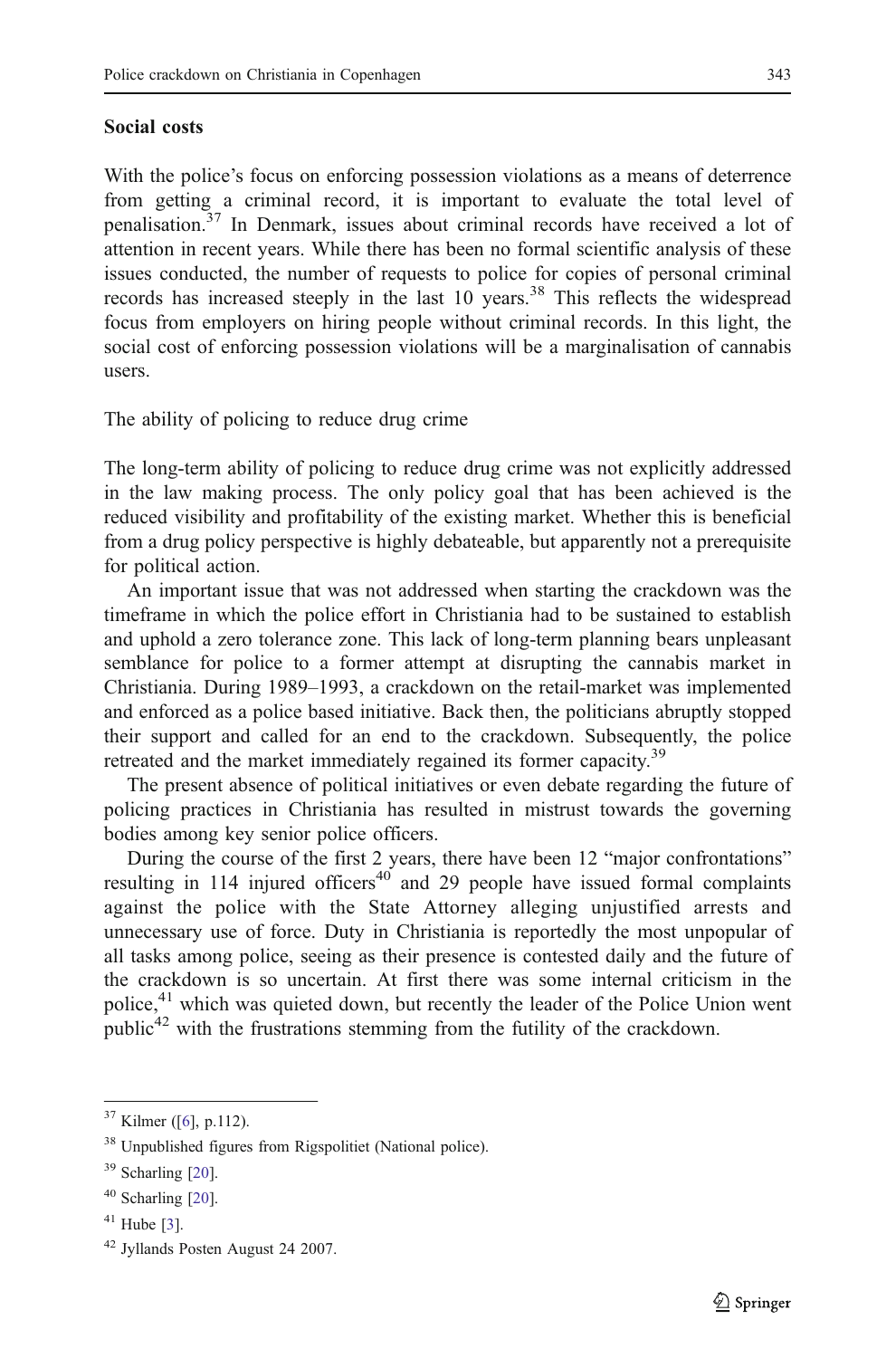### Social costs

With the police's focus on enforcing possession violations as a means of deterrence from getting a criminal record, it is important to evaluate the total level of penalisation.[37] In Denmark, issues about criminal records have received a lot of attention in recent years. While there has been no formal scientific analysis of these issues conducted, the number of requests to police for copies of personal criminal records has increased steeply in the last 10 years.[38] This reflects the widespread focus from employers on hiring people without criminal records. In this light, the social cost of enforcing possession violations will be a marginalisation of cannabis users.

### The ability of policing to reduce drug crime

The long-term ability of policing to reduce drug crime was not explicitly addressed in the law making process. The only policy goal that has been achieved is the reduced visibility and profitability of the existing market. Whether this is beneficial from a drug policy perspective is highly debateable, but apparently not a prerequisite for political action.

An important issue that was not addressed when starting the crackdown was the timeframe in which the police effort in Christiania had to be sustained to establish and uphold a zero tolerance zone. This lack of long-term planning bears unpleasant semblance for police to a former attempt at disrupting the cannabis market in Christiania. During 1989–1993, a crackdown on the retail-market was implemented and enforced as a police based initiative. Back then, the politicians abruptly stopped their support and called for an end to the crackdown. Subsequently, the police retreated and the market immediately regained its former capacity.[39]

The present absence of political initiatives or even debate regarding the future of policing practices in Christiania has resulted in mistrust towards the governing bodies among key senior police officers.

During the course of the first 2 years, there have been 12 "major confrontations" resulting in 114 injured officers[40] and 29 people have issued formal complaints against the police with the State Attorney alleging unjustified arrests and unnecessary use of force. Duty in Christiania is reportedly the most unpopular of all tasks among police, seeing as their presence is contested daily and the future of the crackdown is so uncertain. At first there was some internal criticism in the police,[41] which was quieted down, but recently the leader of the Police Union went public[42] with the frustrations stemming from the futility of the crackdown.

---

[37] Kilmer ([6], p.112).

[38] Unpublished figures from Rigspolitiet (National police).

[39] Scharling [20].

[40] Scharling [20].

[41] Hube [3].

[42] Jyllands Posten August 24 2007.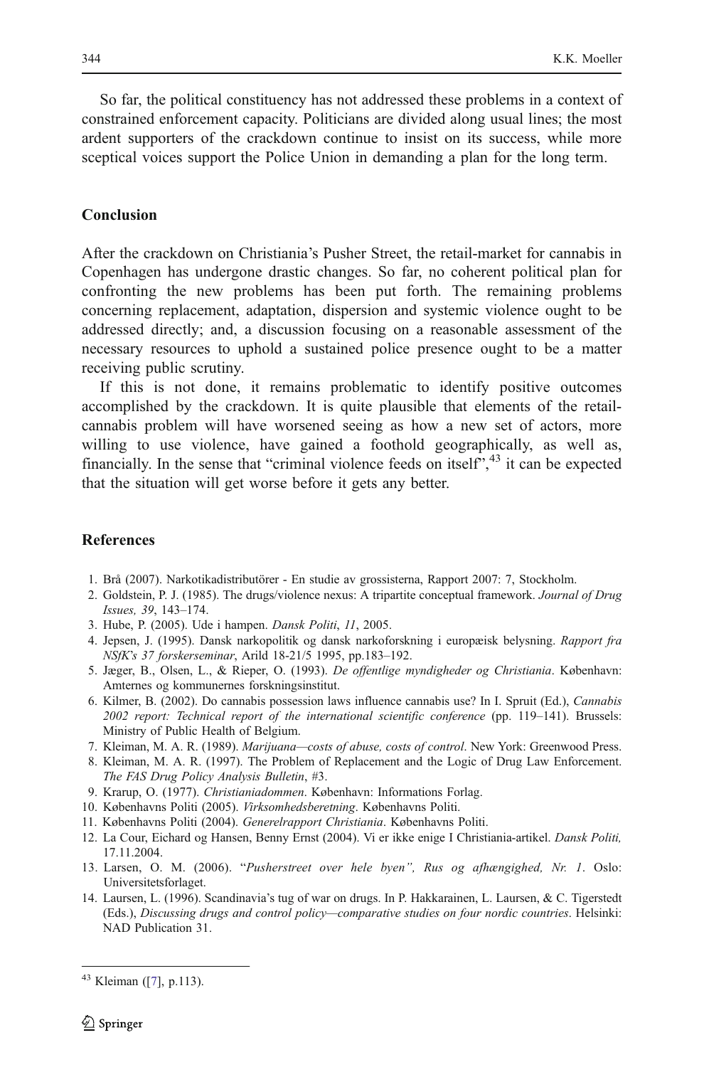So far, the political constituency has not addressed these problems in a context of constrained enforcement capacity. Politicians are divided along usual lines; the most ardent supporters of the crackdown continue to insist on its success, while more sceptical voices support the Police Union in demanding a plan for the long term.

## Conclusion

After the crackdown on Christiania's Pusher Street, the retail-market for cannabis in Copenhagen has undergone drastic changes. So far, no coherent political plan for confronting the new problems has been put forth. The remaining problems concerning replacement, adaptation, dispersion and systemic violence ought to be addressed directly; and, a discussion focusing on a reasonable assessment of the necessary resources to uphold a sustained police presence ought to be a matter receiving public scrutiny.

If this is not done, it remains problematic to identify positive outcomes accomplished by the crackdown. It is quite plausible that elements of the retail-cannabis problem will have worsened seeing as how a new set of actors, more willing to use violence, have gained a foothold geographically, as well as, financially. In the sense that "criminal violence feeds on itself",[43] it can be expected that the situation will get worse before it gets any better.

## References

1. Brå (2007). Narkotikadistributörer - En studie av grossisterna, Rapport 2007: 7, Stockholm.
2. Goldstein, P. J. (1985). The drugs/violence nexus: A tripartite conceptual framework. *Journal of Drug Issues, 39*, 143–174.
3. Hube, P. (2005). Ude i hampen. *Dansk Politi*, *11*, 2005.
4. Jepsen, J. (1995). Dansk narkopolitik og dansk narkoforskning i europæisk belysning. *Rapport fra NSfK's 37 forskerseminar*, Arild 18-21/5 1995, pp.183–192.
5. Jæger, B., Olsen, L., & Rieper, O. (1993). *De offentlige myndigheder og Christiania*. København: Amternes og kommunernes forskningsinstitut.
6. Kilmer, B. (2002). Do cannabis possession laws influence cannabis use? In I. Spruit (Ed.), *Cannabis 2002 report: Technical report of the international scientific conference* (pp. 119–141). Brussels: Ministry of Public Health of Belgium.
7. Kleiman, M. A. R. (1989). *Marijuana—costs of abuse, costs of control*. New York: Greenwood Press.
8. Kleiman, M. A. R. (1997). The Problem of Replacement and the Logic of Drug Law Enforcement. *The FAS Drug Policy Analysis Bulletin*, #3.
9. Krarup, O. (1977). *Christianiadommen*. København: Informations Forlag.
10. Københavns Politi (2005). *Virksomhedsberetning*. Københavns Politi.
11. Københavns Politi (2004). *Generelrapport Christiania*. Københavns Politi.
12. La Cour, Eichard og Hansen, Benny Ernst (2004). Vi er ikke enige I Christiania-artikel. *Dansk Politi,* 17.11.2004.
13. Larsen, O. M. (2006). "*Pusherstreet over hele byen", Rus og afhængighed, Nr. 1*. Oslo: Universitetsforlaget.
14. Laursen, L. (1996). Scandinavia's tug of war on drugs. In P. Hakkarainen, L. Laursen, & C. Tigerstedt (Eds.), *Discussing drugs and control policy—comparative studies on four nordic countries*. Helsinki: NAD Publication 31.

[43] Kleiman ([7], p.113).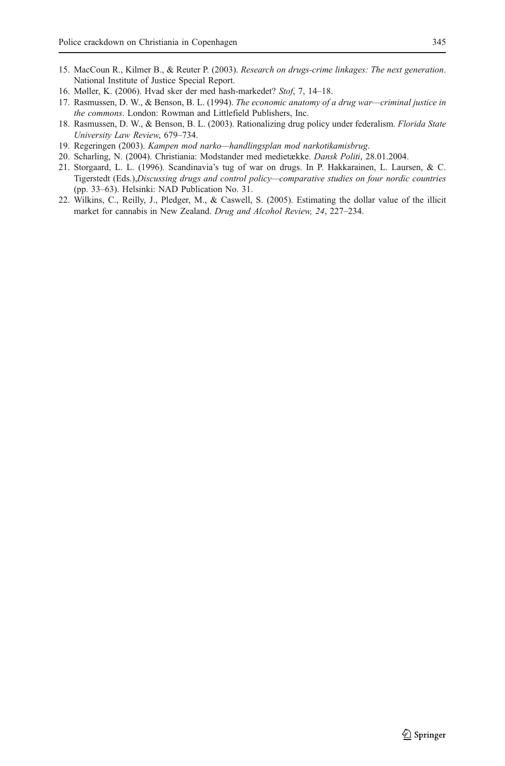15. MacCoun R., Kilmer B., & Reuter P. (2003). *Research on drugs-crime linkages: The next generation*. National Institute of Justice Special Report.
16. Møller, K. (2006). Hvad sker der med hash-markedet? *Stof*, 7, 14–18.
17. Rasmussen, D. W., & Benson, B. L. (1994). *The economic anatomy of a drug war—criminal justice in the commons*. London: Rowman and Littlefield Publishers, Inc.
18. Rasmussen, D. W., & Benson, B. L. (2003). Rationalizing drug policy under federalism. *Florida State University Law Review*, 679–734.
19. Regeringen (2003). *Kampen mod narko—handlingsplan mod narkotikamisbrug*.
20. Scharling, N. (2004). Christiania: Modstander med medietække. *Dansk Politi*, 28.01.2004.
21. Storgaard, L. L. (1996). Scandinavia's tug of war on drugs. In P. Hakkarainen, L. Laursen, & C. Tigerstedt (Eds.),*Discussing drugs and control policy—comparative studies on four nordic countries* (pp. 33–63). Helsinki: NAD Publication No. 31.
22. Wilkins, C., Reilly, J., Pledger, M., & Caswell, S. (2005). Estimating the dollar value of the illicit market for cannabis in New Zealand. *Drug and Alcohol Review, 24*, 227–234.